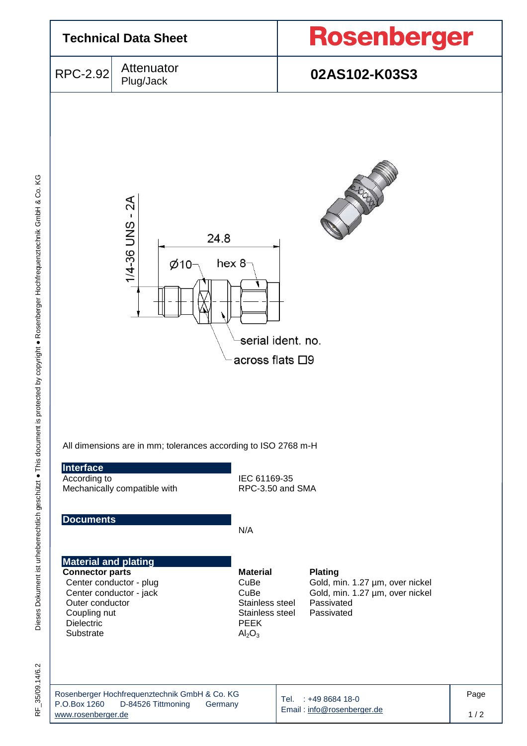# Technical Data Sheet

**Rosenberger**

| RPC-2.92 | Attenuator Plug/Jack | **02AS102-K03S3** |
|---|---|---|

1/4-36 UNS - 2A

24.8

Ø10

hex 8

serial ident. no.

across flats □9

All dimensions are in mm; tolerances according to ISO 2768 m-H

## Interface

| | |
|---|---|
| According to | IEC 61169-35 |
| Mechanically compatible with | RPC-3.50 and SMA |

## Documents

N/A

## Material and plating

| **Connector parts** | **Material** | **Plating** |
|---|---|---|
| Center conductor - plug | CuBe | Gold, min. 1.27 µm, over nickel |
| Center conductor - jack | CuBe | Gold, min. 1.27 µm, over nickel |
| Outer conductor | Stainless steel | Passivated |
| Coupling nut | Stainless steel | Passivated |
| Dielectric | PEEK | |
| Substrate | $Al_2O_3$ | |

Rosenberger Hochfrequenztechnik GmbH & Co. KG
P.O.Box 1260 D-84526 Tittmoning Germany
www.rosenberger.de

Tel. : +49 8684 18-0
Email : info@rosenberger.de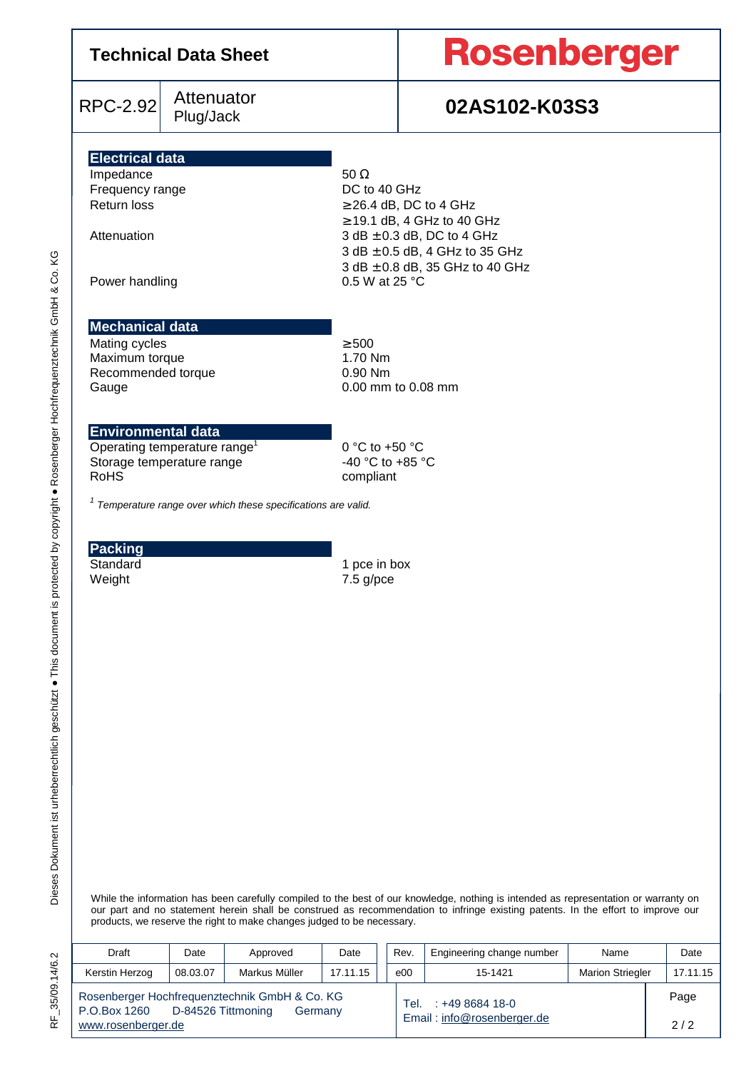# Technical Data Sheet

**Rosenberger**

| | | |
|---|---|---|
| RPC-2.92 | Attenuator<br>Plug/Jack | **02AS102-K03S3** |

## Electrical data

| | |
|---|---|
| Impedance | 50 Ω |
| Frequency range | DC to 40 GHz |
| Return loss | ≥ 26.4 dB, DC to 4 GHz<br>≥ 19.1 dB, 4 GHz to 40 GHz |
| Attenuation | 3 dB ± 0.3 dB, DC to 4 GHz<br>3 dB ± 0.5 dB, 4 GHz to 35 GHz<br>3 dB ± 0.8 dB, 35 GHz to 40 GHz |
| Power handling | 0.5 W at 25 °C |

## Mechanical data

| | |
|---|---|
| Mating cycles | ≥ 500 |
| Maximum torque | 1.70 Nm |
| Recommended torque | 0.90 Nm |
| Gauge | 0.00 mm to 0.08 mm |

## Environmental data

| | |
|---|---|
| Operating temperature range[1] | 0 °C to +50 °C |
| Storage temperature range | -40 °C to +85 °C |
| RoHS | compliant |

[1] *Temperature range over which these specifications are valid.*

## Packing

| | |
|---|---|
| Standard | 1 pce in box |
| Weight | 7.5 g/pce |

While the information has been carefully compiled to the best of our knowledge, nothing is intended as representation or warranty on our part and no statement herein shall be construed as recommendation to infringe existing patents. In the effort to improve our products, we reserve the right to make changes judged to be necessary.

| Draft | Date | Approved | Date | Rev. | Engineering change number | Name | Date |
|---|---|---|---|---|---|---|---|
| Kerstin Herzog | 08.03.07 | Markus Müller | 17.11.15 | e00 | 15-1421 | Marion Striegler | 17.11.15 |

Rosenberger Hochfrequenztechnik GmbH & Co. KG
P.O.Box 1260 D-84526 Tittmoning Germany
www.rosenberger.de

Tel. : +49 8684 18-0
Email : info@rosenberger.de

RF_35/09.14/6.2

Dieses Dokument ist urheberrechtlich geschützt ● This document is protected by copyright ● Rosenberger Hochfrequenztechnik GmbH & Co. KG